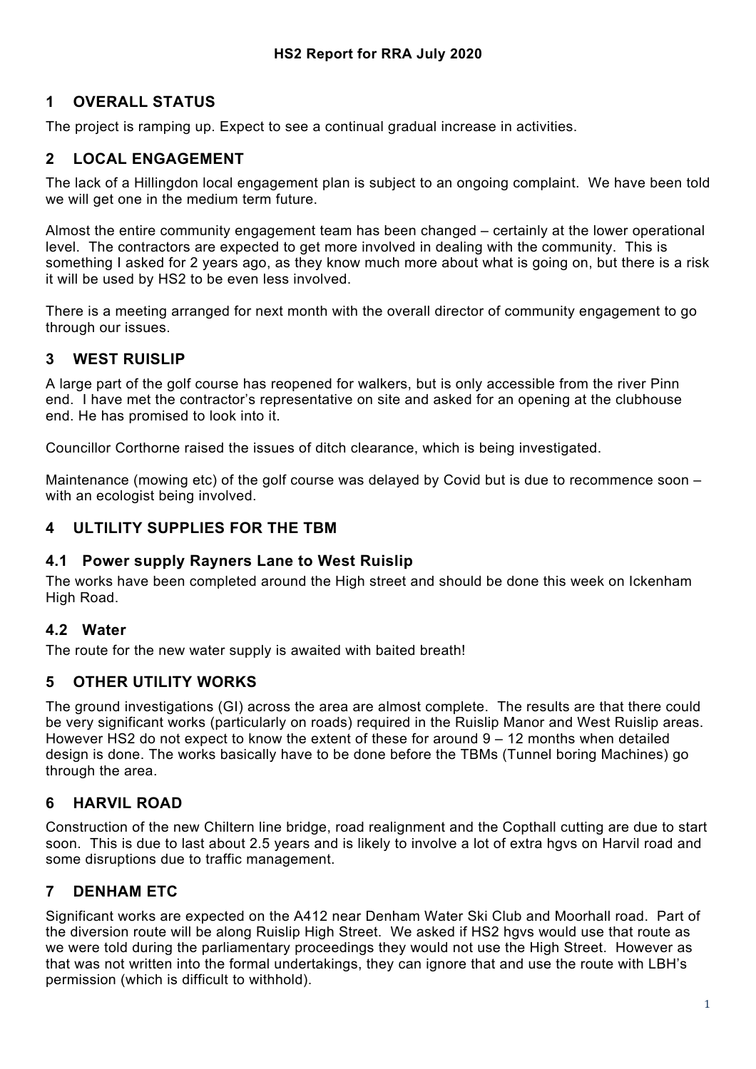# HS2 Report for RRA July 2020

## 1 OVERALL STATUS

The project is ramping up. Expect to see a continual gradual increase in activities.

## 2 LOCAL ENGAGEMENT

The lack of a Hillingdon local engagement plan is subject to an ongoing complaint. We have been told we will get one in the medium term future.

Almost the entire community engagement team has been changed – certainly at the lower operational level. The contractors are expected to get more involved in dealing with the community. This is something I asked for 2 years ago, as they know much more about what is going on, but there is a risk it will be used by HS2 to be even less involved.

There is a meeting arranged for next month with the overall director of community engagement to go through our issues.

## 3 WEST RUISLIP

A large part of the golf course has reopened for walkers, but is only accessible from the river Pinn end. I have met the contractor's representative on site and asked for an opening at the clubhouse end. He has promised to look into it.

Councillor Corthorne raised the issues of ditch clearance, which is being investigated.

Maintenance (mowing etc) of the golf course was delayed by Covid but is due to recommence soon – with an ecologist being involved.

## 4 ULTILITY SUPPLIES FOR THE TBM

### 4.1 Power supply Rayners Lane to West Ruislip

The works have been completed around the High street and should be done this week on Ickenham High Road.

### 4.2 Water

The route for the new water supply is awaited with baited breath!

## 5 OTHER UTILITY WORKS

The ground investigations (GI) across the area are almost complete. The results are that there could be very significant works (particularly on roads) required in the Ruislip Manor and West Ruislip areas. However HS2 do not expect to know the extent of these for around 9 – 12 months when detailed design is done. The works basically have to be done before the TBMs (Tunnel boring Machines) go through the area.

## 6 HARVIL ROAD

Construction of the new Chiltern line bridge, road realignment and the Copthall cutting are due to start soon. This is due to last about 2.5 years and is likely to involve a lot of extra hgvs on Harvil road and some disruptions due to traffic management.

## 7 DENHAM ETC

Significant works are expected on the A412 near Denham Water Ski Club and Moorhall road. Part of the diversion route will be along Ruislip High Street. We asked if HS2 hgvs would use that route as we were told during the parliamentary proceedings they would not use the High Street. However as that was not written into the formal undertakings, they can ignore that and use the route with LBH's permission (which is difficult to withhold).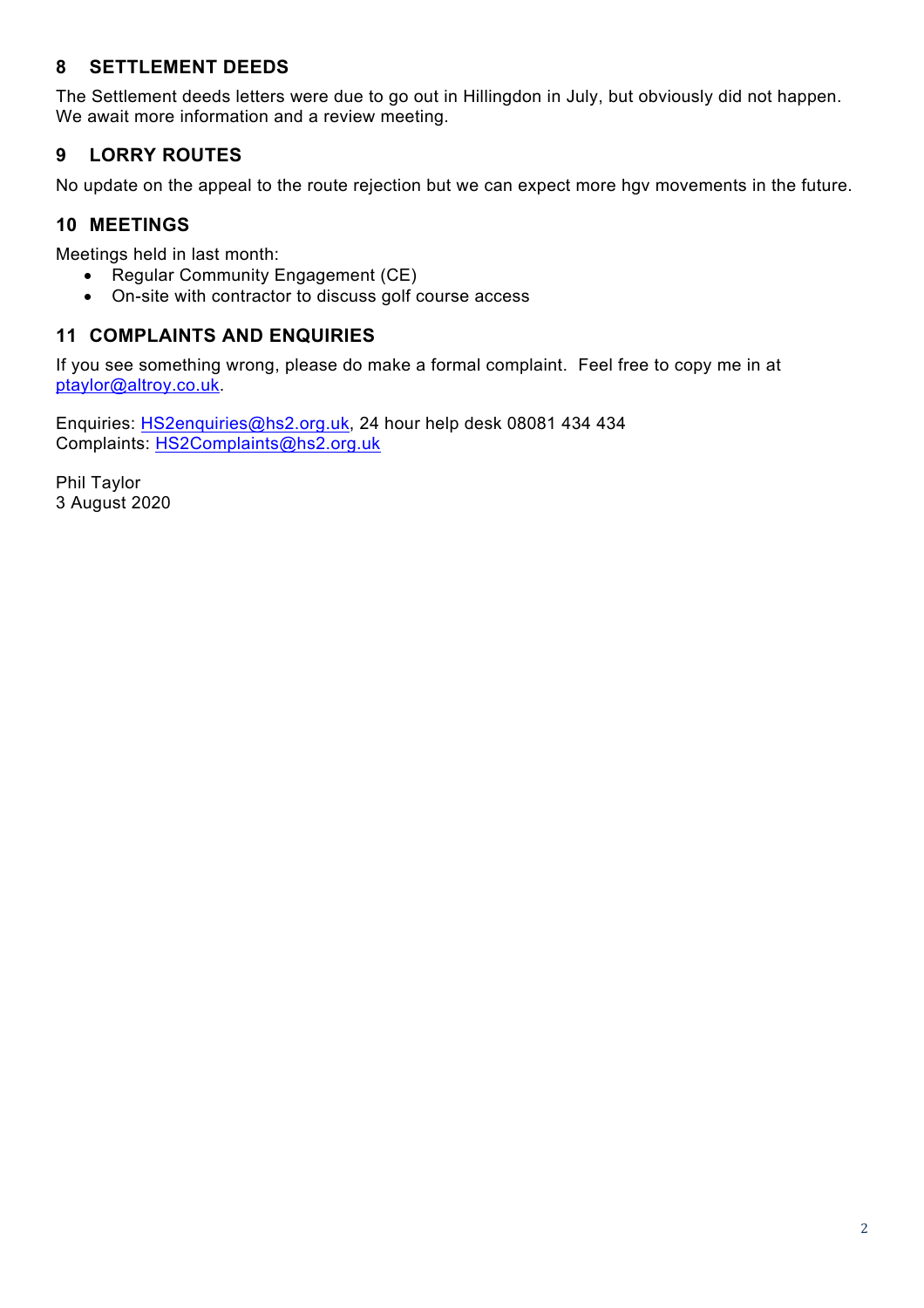## 8 SETTLEMENT DEEDS

The Settlement deeds letters were due to go out in Hillingdon in July, but obviously did not happen. We await more information and a review meeting.

## 9 LORRY ROUTES

No update on the appeal to the route rejection but we can expect more hgv movements in the future.

## 10 MEETINGS

Meetings held in last month:

- Regular Community Engagement (CE)
- On-site with contractor to discuss golf course access

## 11 COMPLAINTS AND ENQUIRIES

If you see something wrong, please do make a formal complaint. Feel free to copy me in at ptaylor@altroy.co.uk.

Enquiries: HS2enquiries@hs2.org.uk, 24 hour help desk 08081 434 434
Complaints: HS2Complaints@hs2.org.uk

Phil Taylor
3 August 2020